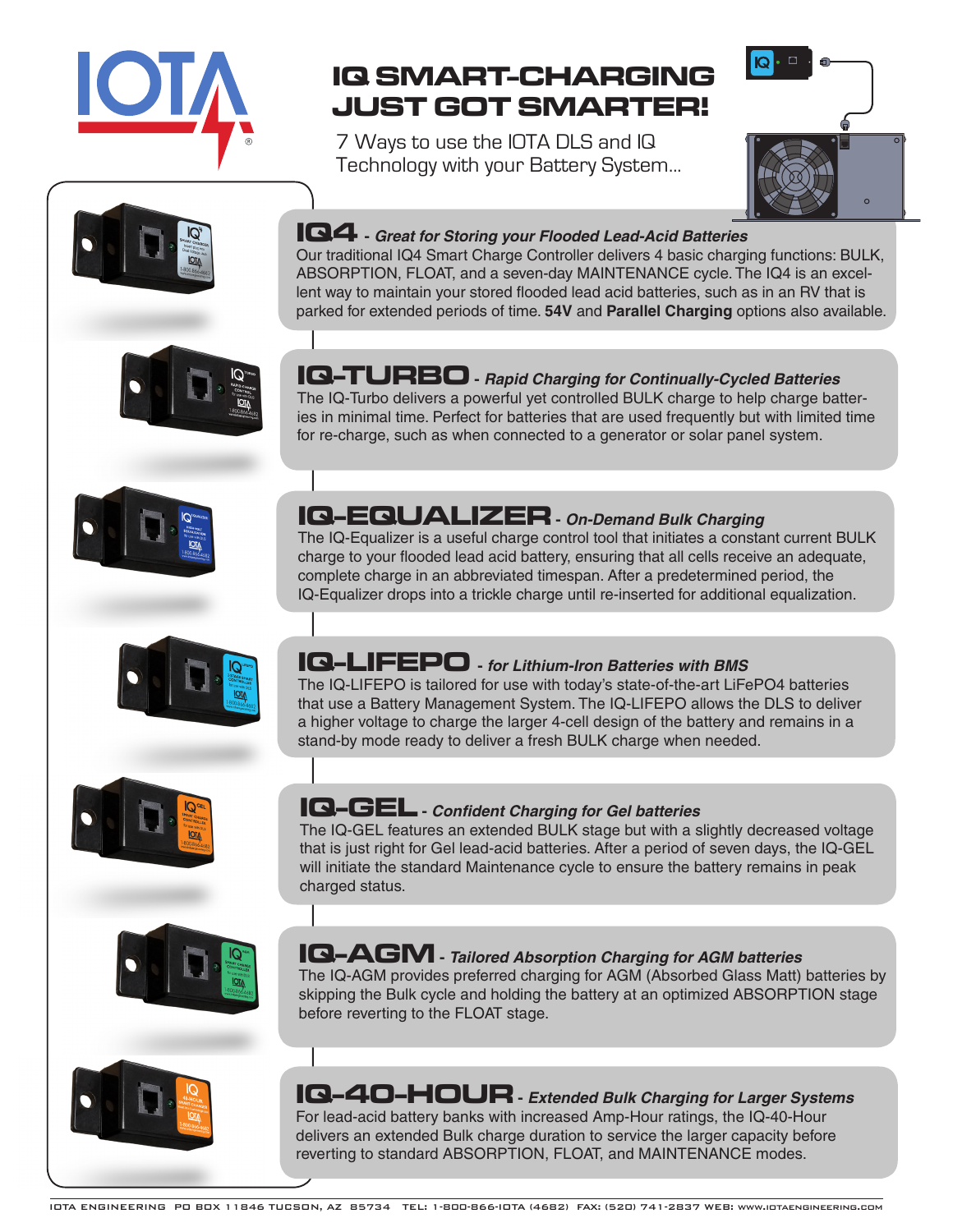# IQ SMART-CHARGING JUST GOT SMARTER!

7 Ways to use the IOTA DLS and IQ Technology with your Battery System...

## IQ4 - *Great for Storing your Flooded Lead-Acid Batteries*

Our traditional IQ4 Smart Charge Controller delivers 4 basic charging functions: BULK, ABSORPTION, FLOAT, and a seven-day MAINTENANCE cycle. The IQ4 is an excellent way to maintain your stored flooded lead acid batteries, such as in an RV that is parked for extended periods of time. **54V** and **Parallel Charging** options also available.

## IQ-TURBO - *Rapid Charging for Continually-Cycled Batteries*

The IQ-Turbo delivers a powerful yet controlled BULK charge to help charge batteries in minimal time. Perfect for batteries that are used frequently but with limited time for re-charge, such as when connected to a generator or solar panel system.

## IQ-EQUALIZER - *On-Demand Bulk Charging*

The IQ-Equalizer is a useful charge control tool that initiates a constant current BULK charge to your flooded lead acid battery, ensuring that all cells receive an adequate, complete charge in an abbreviated timespan. After a predetermined period, the IQ-Equalizer drops into a trickle charge until re-inserted for additional equalization.

## IQ-LIFEPO - *for Lithium-Iron Batteries with BMS*

The IQ-LIFEPO is tailored for use with today's state-of-the-art LiFePO4 batteries that use a Battery Management System. The IQ-LIFEPO allows the DLS to deliver a higher voltage to charge the larger 4-cell design of the battery and remains in a stand-by mode ready to deliver a fresh BULK charge when needed.

## IQ-GEL - *Confident Charging for Gel batteries*

The IQ-GEL features an extended BULK stage but with a slightly decreased voltage that is just right for Gel lead-acid batteries. After a period of seven days, the IQ-GEL will initiate the standard Maintenance cycle to ensure the battery remains in peak charged status.

## IQ-AGM - *Tailored Absorption Charging for AGM batteries*

The IQ-AGM provides preferred charging for AGM (Absorbed Glass Matt) batteries by skipping the Bulk cycle and holding the battery at an optimized ABSORPTION stage before reverting to the FLOAT stage.

## IQ-40-HOUR - *Extended Bulk Charging for Larger Systems*

For lead-acid battery banks with increased Amp-Hour ratings, the IQ-40-Hour delivers an extended Bulk charge duration to service the larger capacity before reverting to standard ABSORPTION, FLOAT, and MAINTENANCE modes.

IOTA ENGINEERING PO BOX 11846 TUCSON, AZ 85734 TEL: 1-800-866-IOTA (4682) FAX: (520) 741-2837 WEB: WWW.IOTAENGINEERING.COM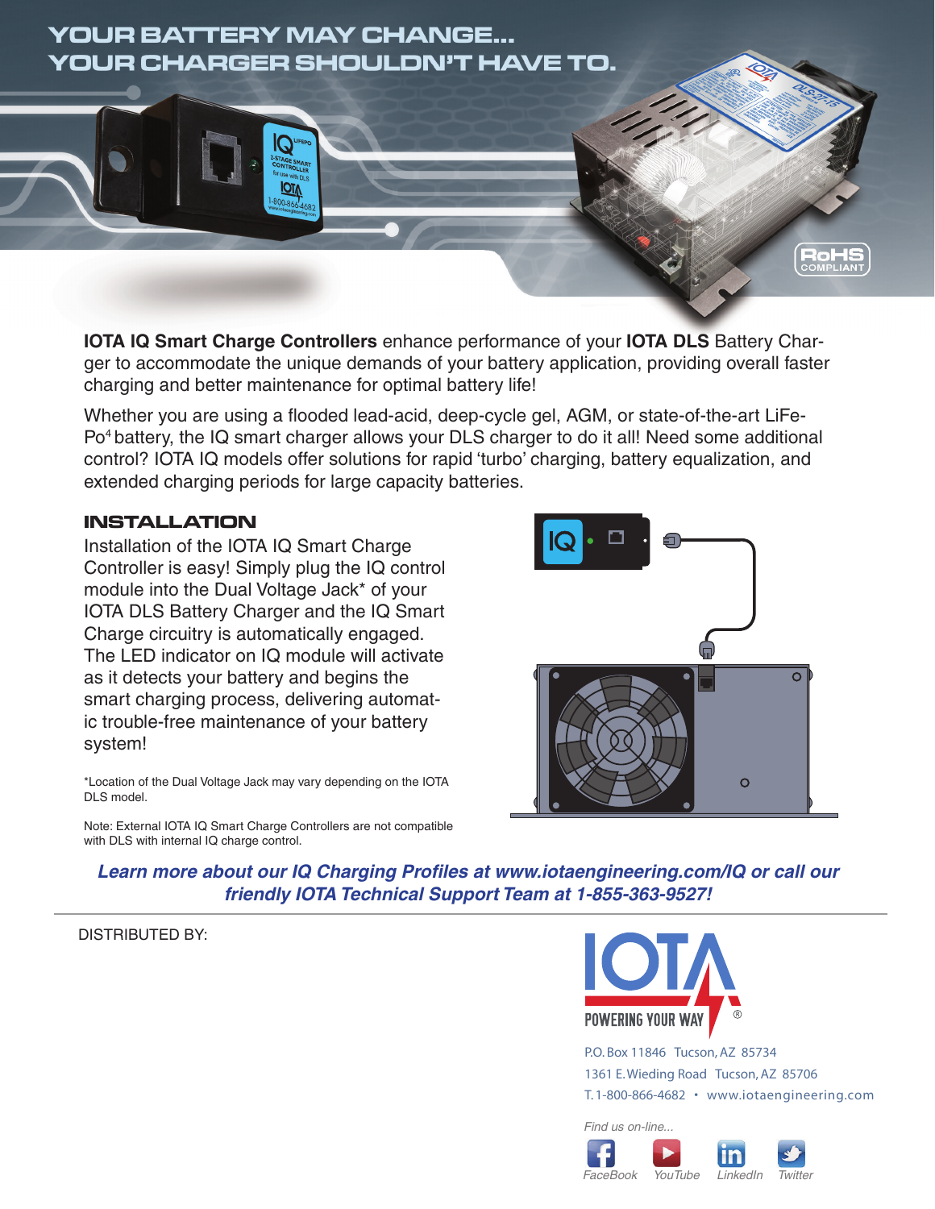# YOUR BATTERY MAY CHANGE... YOUR CHARGER SHOULDN'T HAVE TO.

**IOTA IQ Smart Charge Controllers** enhance performance of your **IOTA DLS** Battery Charger to accommodate the unique demands of your battery application, providing overall faster charging and better maintenance for optimal battery life!

Whether you are using a flooded lead-acid, deep-cycle gel, AGM, or state-of-the-art LiFePo[4] battery, the IQ smart charger allows your DLS charger to do it all! Need some additional control? IOTA IQ models offer solutions for rapid 'turbo' charging, battery equalization, and extended charging periods for large capacity batteries.

## INSTALLATION

Installation of the IOTA IQ Smart Charge Controller is easy! Simply plug the IQ control module into the Dual Voltage Jack* of your IOTA DLS Battery Charger and the IQ Smart Charge circuitry is automatically engaged. The LED indicator on IQ module will activate as it detects your battery and begins the smart charging process, delivering automatic trouble-free maintenance of your battery system!

*Location of the Dual Voltage Jack may vary depending on the IOTA DLS model.

Note: External IOTA IQ Smart Charge Controllers are not compatible with DLS with internal IQ charge control.

***Learn more about our IQ Charging Profiles at www.iotaengineering.com/IQ or call our friendly IOTA Technical Support Team at 1-855-363-9527!***

DISTRIBUTED BY:

IOTA POWERING YOUR WAY®

P.O. Box 11846 Tucson, AZ 85734
1361 E. Wieding Road Tucson, AZ 85706
T. 1-800-866-4682 • www.iotaengineering.com

*Find us on-line...*

FaceBook YouTube LinkedIn Twitter